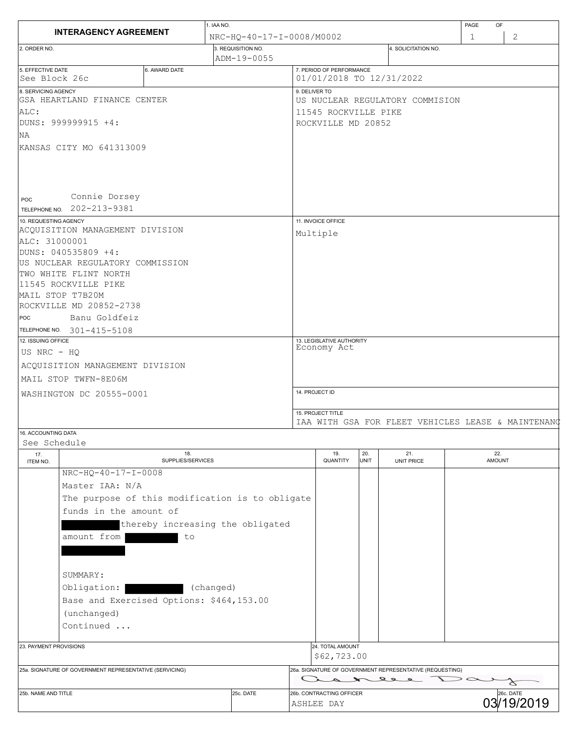# INTERAGENCY AGREEMENT

**1. IAA NO.** NRC-HQ-40-17-I-0008/M0002

**2. ORDER NO.**

**3. REQUISITION NO.** ADM-19-0055

**4. SOLICITATION NO.**

**5. EFFECTIVE DATE** See Block 26c

**6. AWARD DATE**

**7. PERIOD OF PERFORMANCE** 01/01/2018 TO 12/31/2022

**8. SERVICING AGENCY**
GSA HEARTLAND FINANCE CENTER
ALC:
DUNS: 999999915 +4:
NA
KANSAS CITY MO 641313009

POC Connie Dorsey
TELEPHONE NO. 202-213-9381

**9. DELIVER TO**
US NUCLEAR REGULATORY COMMISION
11545 ROCKVILLE PIKE
ROCKVILLE MD 20852

**10. REQUESTING AGENCY**
ACQUISITION MANAGEMENT DIVISION
ALC: 31000001
DUNS: 040535809 +4:
US NUCLEAR REGULATORY COMMISSION
TWO WHITE FLINT NORTH
11545 ROCKVILLE PIKE
MAIL STOP T7B20M
ROCKVILLE MD 20852-2738

POC Banu Goldfeiz
TELEPHONE NO. 301-415-5108

**11. INVOICE OFFICE**
Multiple

**12. ISSUING OFFICE**
US NRC - HQ
ACQUISITION MANAGEMENT DIVISION
MAIL STOP TWFN-8E06M
WASHINGTON DC 20555-0001

**13. LEGISLATIVE AUTHORITY**
Economy Act

**14. PROJECT ID**

**15. PROJECT TITLE**
IAA WITH GSA FOR FLEET VEHICLES LEASE & MAINTENANC

**16. ACCOUNTING DATA**
See Schedule

| 17. ITEM NO. | 18. SUPPLIES/SERVICES | 19. QUANTITY | 20. UNIT | 21. UNIT PRICE | 22. AMOUNT |
|---|---|---|---|---|---|
| | NRC-HQ-40-17-I-0008<br>Master IAA: N/A<br>The purpose of this modification is to obligate funds in the amount of [REDACTED] thereby increasing the obligated amount from [REDACTED] to [REDACTED]<br><br>SUMMARY:<br>Obligation: [REDACTED] (changed)<br>Base and Exercised Options: $464,153.00 (unchanged)<br>Continued ... | | | | |

**23. PAYMENT PROVISIONS**

**24. TOTAL AMOUNT** $62,723.00

**25a. SIGNATURE OF GOVERNMENT REPRESENTATIVE (SERVICING)**

**25b. NAME AND TITLE**

**25c. DATE**

**26a. SIGNATURE OF GOVERNMENT REPRESENTATIVE (REQUESTING)** Ashlee Day

**26b. CONTRACTING OFFICER** ASHLEE DAY

**26c. DATE** 03/19/2019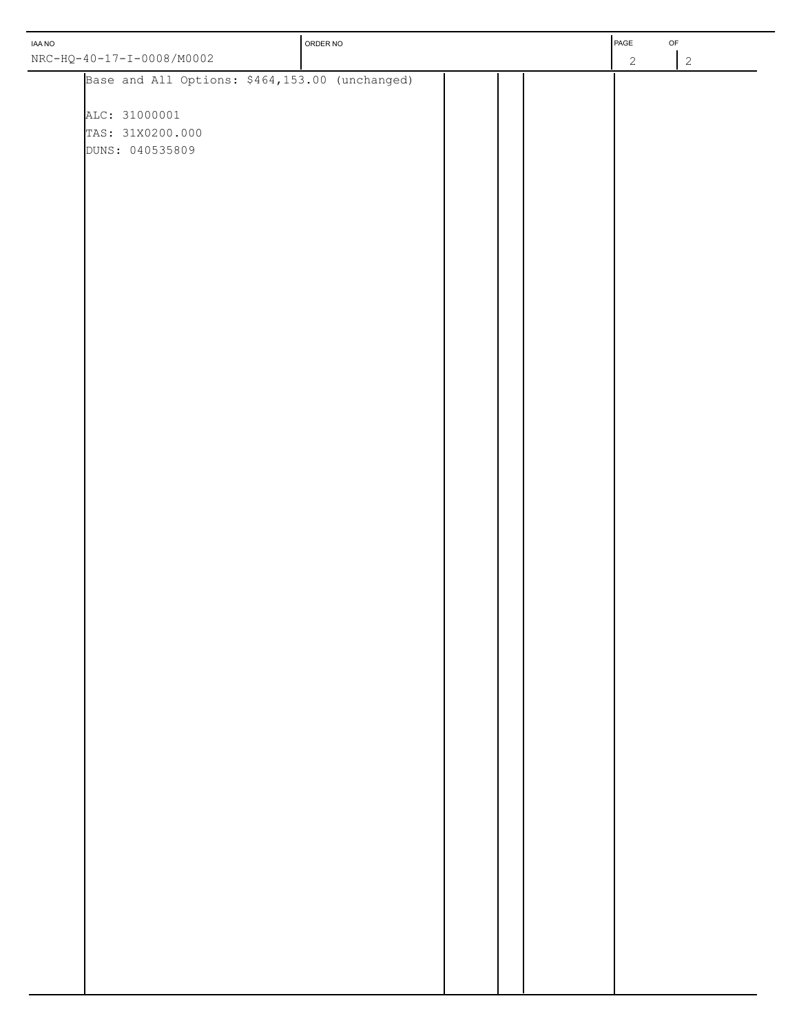| IAA NO | ORDER NO |
| --- | --- |
| NRC-HQ-40-17-I-0008/M0002 | |

Base and All Options: $464,153.00 (unchanged)

ALC: 31000001
TAS: 31X0200.000
DUNS: 040535809